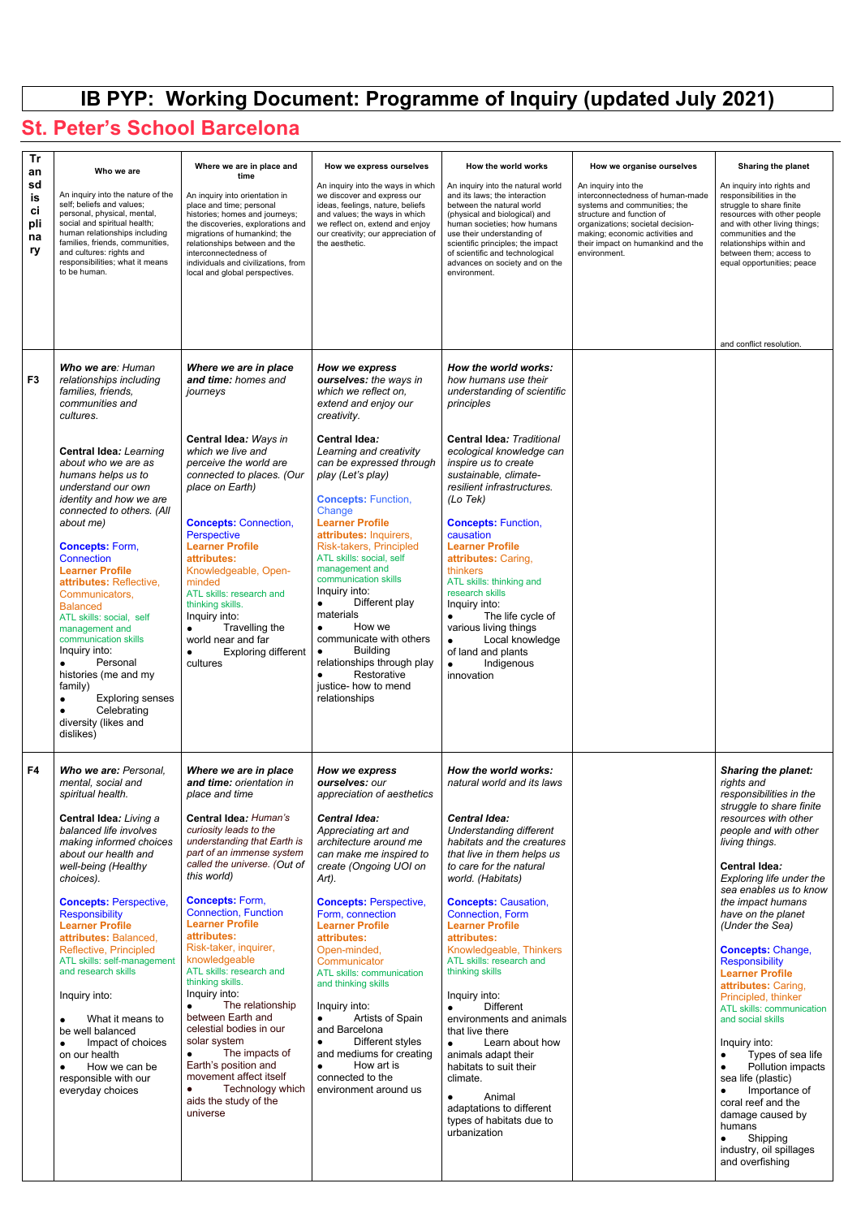# IB PYP: Working Document: Programme of Inquiry (updated July 2021)

## St. Peter's School Barcelona

| Transdisciplinary | Who we are | Where we are in place and time | How we express ourselves | How the world works | How we organise ourselves | Sharing the planet |
|---|---|---|---|---|---|---|
| | An inquiry into the nature of the self; beliefs and values; personal, physical, mental, social and spiritual health; human relationships including families, friends, communities, and cultures: rights and responsibilities; what it means to be human. | An inquiry into orientation in place and time; personal histories; homes and journeys; the discoveries, explorations and migrations of humankind; the relationships between and the interconnectedness of individuals and civilizations, from local and global perspectives. | An inquiry into the ways in which we discover and express our ideas, feelings, nature, beliefs and values; the ways in which we reflect on, extend and enjoy our creativity; our appreciation of the aesthetic. | An inquiry into the natural world and its laws; the interaction between the natural world (physical and biological) and human societies; how humans use their understanding of scientific principles; the impact of scientific and technological advances on society and on the environment. | An inquiry into the interconnectedness of human-made systems and communities; the structure and function of organizations; societal decision-making; economic activities and their impact on humankind and the environment. | An inquiry into rights and responsibilities in the struggle to share finite resources with other people and with other living things; communities and the relationships within and between them; access to equal opportunities; peace and conflict resolution. |
| **F3** | ***Who we are**: Human relationships including families, friends, communities and cultures.*<br><br>**Central Idea***: Learning about who we are as humans helps us to understand our own identity and how we are connected to others. (All about me)*<br><br>**Concepts:** Form, Connection<br>**Learner Profile attributes:** Reflective, Communicators, Balanced<br>ATL skills: social, self management and communication skills<br>Inquiry into:<br>● Personal histories (me and my family)<br>● Exploring senses<br>● Celebrating diversity (likes and dislikes) | ***Where we are in place and time**: homes and journeys*<br><br>**Central Idea***: Ways in which we live and perceive the world are connected to places. (Our place on Earth)*<br><br>**Concepts:** Connection, Perspective<br>**Learner Profile attributes:** Knowledgeable, Open-minded<br>ATL skills: research and thinking skills.<br>Inquiry into:<br>● Travelling the world near and far<br>● Exploring different cultures | ***How we express ourselves**: the ways in which we reflect on, extend and enjoy our creativity.*<br><br>**Central Idea***: Learning and creativity can be expressed through play (Let's play)*<br><br>**Concepts:** Function, Change<br>**Learner Profile attributes:** Inquirers, Risk-takers, Principled<br>ATL skills: social, self management and communication skills<br>Inquiry into:<br>● Different play materials<br>● How we communicate with others<br>● Building relationships through play<br>● Restorative justice- how to mend relationships | ***How the world works**: how humans use their understanding of scientific principles*<br><br>**Central Idea***: Traditional ecological knowledge can inspire us to create sustainable, climate-resilient infrastructures. (Lo Tek)*<br><br>**Concepts:** Function, causation<br>**Learner Profile attributes:** Caring, thinkers<br>ATL skills: thinking and research skills<br>Inquiry into:<br>● The life cycle of various living things<br>● Local knowledge of land and plants<br>● Indigenous innovation | | |
| **F4** | ***Who we are**: Personal, mental, social and spiritual health.*<br><br>**Central Idea***: Living a balanced life involves making informed choices about our health and well-being (Healthy choices).*<br><br>**Concepts:** Perspective, Responsibility<br>**Learner Profile attributes:** Balanced, Reflective, Principled<br>ATL skills: self-management and research skills<br><br>Inquiry into:<br>● What it means to be well balanced<br>● Impact of choices on our health<br>● How we can be responsible with our everyday choices | ***Where we are in place and time**: orientation in place and time*<br><br>**Central Idea***: Human's curiosity leads to the understanding that Earth is part of an immense system called the universe. (Out of this world)*<br><br>**Concepts:** Form, Connection, Function<br>**Learner Profile attributes:** Risk-taker, inquirer, knowledgeable<br>ATL skills: research and thinking skills.<br>Inquiry into:<br>● The relationship between Earth and celestial bodies in our solar system<br>● The impacts of Earth's position and movement affect itself<br>● Technology which aids the study of the universe | ***How we express ourselves**: our appreciation of aesthetics*<br><br>***Central Idea:** Appreciating art and architecture around me can make me inspired to create (Ongoing UOI on Art).*<br><br>**Concepts:** Perspective, Form, connection<br>**Learner Profile attributes:** Open-minded, Communicator<br>ATL skills: communication and thinking skills<br><br>Inquiry into:<br>● Artists of Spain and Barcelona<br>● Different styles and mediums for creating<br>● How art is connected to the environment around us | ***How the world works**: natural world and its laws*<br><br>***Central Idea:** Understanding different habitats and the creatures that live in them helps us to care for the natural world. (Habitats)*<br><br>**Concepts:** Causation, Connection, Form<br>**Learner Profile attributes:** Knowledgeable, Thinkers<br>ATL skills: research and thinking skills<br><br>Inquiry into:<br>● Different environments and animals that live there<br>● Learn about how animals adapt their habitats to suit their climate.<br>● Animal adaptations to different types of habitats due to urbanization | | ***Sharing the planet**: rights and responsibilities in the struggle to share finite resources with other people and with other living things.*<br><br>**Central Idea***: Exploring life under the sea enables us to know the impact humans have on the planet (Under the Sea)*<br><br>**Concepts:** Change, Responsibility<br>**Learner Profile attributes:** Caring, Principled, thinker<br>ATL skills: communication and social skills<br><br>Inquiry into:<br>● Types of sea life<br>● Pollution impacts sea life (plastic)<br>● Importance of coral reef and the damage caused by humans<br>● Shipping industry, oil spillages and overfishing |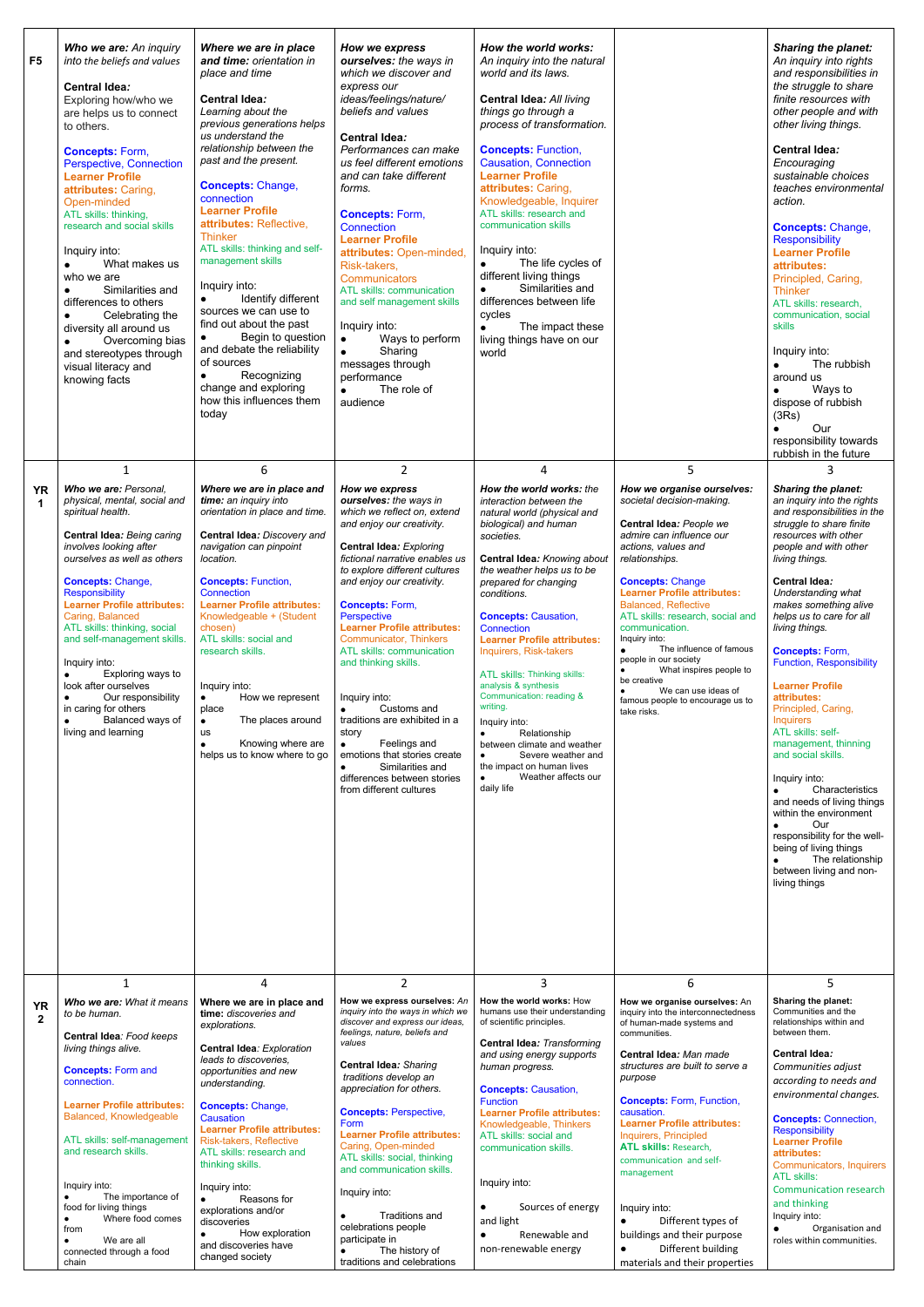| | | | | | | |
|---|---|---|---|---|---|---|
| **F5** | ***Who we are:*** *An inquiry into the beliefs and values*<br><br>**Central Idea*:***<br>Exploring how/who we are helps us to connect to others.<br><br>**Concepts:** Form, Perspective, Connection<br>**Learner Profile attributes:** Caring, Open-minded<br>ATL skills: thinking, research and social skills<br><br>Inquiry into:<br>● What makes us who we are<br>● Similarities and differences to others<br>● Celebrating the diversity all around us<br>● Overcoming bias and stereotypes through visual literacy and knowing facts | ***Where we are in place and time:*** *orientation in place and time*<br><br>**Central Idea*:***<br>*Learning about the previous generations helps us understand the relationship between the past and the present.*<br><br>**Concepts:** Change, connection<br>**Learner Profile attributes:** Reflective, Thinker<br>ATL skills: thinking and self-management skills<br><br>Inquiry into:<br>● Identify different sources we can use to find out about the past<br>● Begin to question and debate the reliability of sources<br>● Recognizing change and exploring how this influences them today | ***How we express ourselves:*** *the ways in which we discover and express our ideas/feelings/nature/ beliefs and values*<br><br>**Central Idea*:***<br>*Performances can make us feel different emotions and can take different forms.*<br><br>**Concepts:** Form, Connection<br>**Learner Profile attributes:** Open-minded, Risk-takers, Communicators<br>ATL skills: communication and self management skills<br><br>Inquiry into:<br>● Ways to perform<br>● Sharing messages through performance<br>● The role of audience | ***How the world works:*** *An inquiry into the natural world and its laws.*<br><br>**Central Idea*:*** *All living things go through a process of transformation.*<br><br>**Concepts:** Function, Causation, Connection<br>**Learner Profile attributes:** Caring, Knowledgeable, Inquirer<br>ATL skills: research and communication skills<br><br>Inquiry into:<br>● The life cycles of different living things<br>● Similarities and differences between life cycles<br>● The impact these living things have on our world | | ***Sharing the planet:*** *An inquiry into rights and responsibilities in the struggle to share finite resources with other people and with other living things.*<br><br>**Central Idea*:***<br>*Encouraging sustainable choices teaches environmental action.*<br><br>**Concepts:** Change, Responsibility<br>**Learner Profile attributes:** Principled, Caring, Thinker<br>ATL skills: research, communication, social skills<br><br>Inquiry into:<br>● The rubbish around us<br>● Ways to dispose of rubbish (3Rs)<br>● Our responsibility towards rubbish in the future |
| | 1 | 6 | 2 | 4 | 5 | 3 |
| **YR 1** | ***Who we are:*** *Personal, physical, mental, social and spiritual health.*<br><br>**Central Idea:** *Being caring involves looking after ourselves as well as others*<br><br>**Concepts:** Change, Responsibility<br>**Learner Profile attributes:** Caring, Balanced<br>ATL skills: thinking, social and self-management skills.<br><br>Inquiry into:<br>● Exploring ways to look after ourselves<br>● Our responsibility in caring for others<br>● Balanced ways of living and learning | ***Where we are in place and time:*** *an inquiry into orientation in place and time.*<br><br>**Central Idea:** *Discovery and navigation can pinpoint location.*<br><br>**Concepts:** Function, Connection<br>**Learner Profile attributes:** Knowledgeable + (Student chosen)<br>ATL skills: social and research skills.<br><br>Inquiry into:<br>● How we represent place<br>● The places around us<br>● Knowing where are helps us to know where to go | ***How we express ourselves:*** *the ways in which we reflect on, extend and enjoy our creativity.*<br><br>**Central Idea*:*** *Exploring fictional narrative enables us to explore different cultures and enjoy our creativity.*<br><br>**Concepts:** Form, Perspective<br>**Learner Profile attributes:** Communicator, Thinkers<br>ATL skills: communication and thinking skills.<br><br>Inquiry into:<br>● Customs and traditions are exhibited in a story<br>● Feelings and emotions that stories create<br>● Similarities and differences between stories from different cultures | ***How the world works:*** *the interaction between the natural world (physical and biological) and human societies.*<br><br>**Central Idea*:*** *Knowing about the weather helps us to be prepared for changing conditions.*<br><br>**Concepts:** Causation, Connection<br>**Learner Profile attributes:** Inquirers, Risk-takers<br><br>ATL skills: Thinking skills: analysis & synthesis<br>Communication: reading & writing.<br><br>Inquiry into:<br>● Relationship between climate and weather<br>● Severe weather and the impact on human lives<br>● Weather affects our daily life | ***How we organise ourselves:*** *societal decision-making.*<br><br>**Central Idea:** *People we admire can influence our actions, values and relationships.*<br><br>**Concepts:** Change<br>**Learner Profile attributes:** Balanced, Reflective<br>ATL skills: research, social and communication.<br>Inquiry into:<br>● The influence of famous people in our society<br>● What inspires people to be creative<br>● We can use ideas of famous people to encourage us to take risks. | ***Sharing the planet:*** *an inquiry into the rights and responsibilities in the struggle to share finite resources with other people and with other living things.*<br><br>**Central Idea*:***<br>*Understanding what makes something alive helps us to care for all living things.*<br><br>**Concepts:** Form, Function, Responsibility<br><br>**Learner Profile attributes:** Principled, Caring, Inquirers<br>ATL skills: self-management, thinning and social skills.<br><br>Inquiry into:<br>● Characteristics and needs of living things within the environment<br>● Our responsibility for the well-being of living things<br>● The relationship between living and non-living things |
| | 1 | 4 | 2 | 3 | 6 | 5 |
| **YR 2** | ***Who we are:*** *What it means to be human.*<br><br>**Central Idea***:* *Food keeps living things alive.*<br><br>**Concepts:** Form and connection.<br><br>**Learner Profile attributes:** Balanced, Knowledgeable<br><br>ATL skills: self-management and research skills.<br><br>Inquiry into:<br>● The importance of food for living things<br>● Where food comes from<br>● We are all connected through a food chain | **Where we are in place and time:** *discoveries and explorations.*<br><br>**Central Idea***: Exploration leads to discoveries, opportunities and new understanding.*<br><br>**Concepts:** Change, Causation<br>**Learner Profile attributes:** Risk-takers, Reflective<br>ATL skills: research and thinking skills.<br><br>Inquiry into:<br>● Reasons for explorations and/or discoveries<br>● How exploration and discoveries have changed society | **How we express ourselves:** *An inquiry into the ways in which we discover and express our ideas, feelings, nature, beliefs and values*<br><br>**Central Idea***: Sharing traditions develop an appreciation for others.*<br><br>**Concepts:** Perspective, Form<br>**Learner Profile attributes:** Caring, Open-minded<br>ATL skills: social, thinking and communication skills.<br><br>Inquiry into:<br><br>● Traditions and celebrations people participate in<br>● The history of traditions and celebrations | **How the world works:** How humans use their understanding of scientific principles.<br><br>**Central Idea***: Transforming and using energy supports human progress.*<br><br>**Concepts:** Causation, Function<br>**Learner Profile attributes:** Knowledgeable, Thinkers<br>ATL skills: social and communication skills.<br><br>Inquiry into:<br><br>● Sources of energy and light<br>● Renewable and non-renewable energy | **How we organise ourselves:** An inquiry into the interconnectedness of human-made systems and communities.<br><br>**Central Idea***: Man made structures are built to serve a purpose*<br><br>**Concepts:** Form, Function, causation.<br>**Learner Profile attributes:** Inquirers, Principled<br>**ATL skills:** Research, communication and self-management<br><br>Inquiry into:<br>● Different types of buildings and their purpose<br>● Different building materials and their properties | **Sharing the planet:** Communities and the relationships within and between them.<br><br>**Central Idea*:***<br>*Communities adjust according to needs and environmental changes.*<br><br>**Concepts:** Connection, Responsibility<br>**Learner Profile attributes:** Communicators, Inquirers<br>ATL skills: Communication research and thinking<br>Inquiry into:<br>● Organisation and roles within communities. |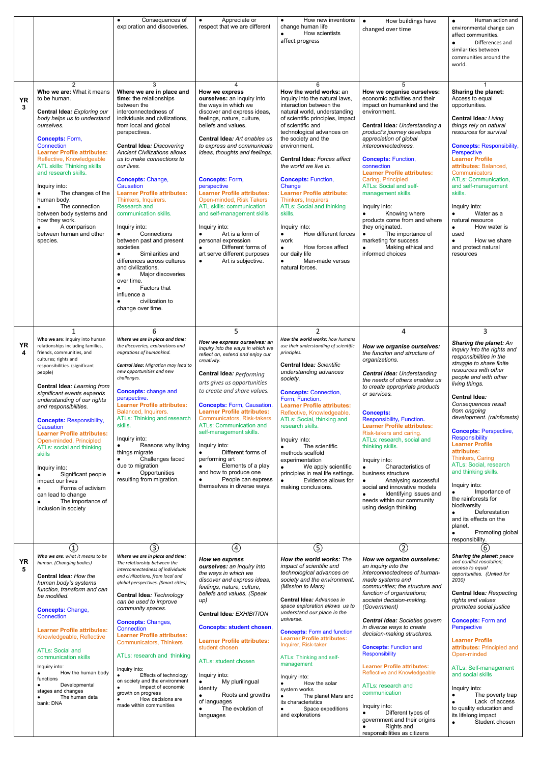| | | | | | | |
|---|---|---|---|---|---|---|
| | | • Consequences of exploration and discoveries. | • Appreciate or respect that we are different | • How new inventions change human life<br>• How scientists affect progress | • How buildings have changed over time | • Human action and environmental change can affect communities.<br>• Differences and similarities between communities around the world. |
| **YR 3** | 2<br>**Who we are:** What it means to be human.<br><br>**Central Idea:** *Exploring our body helps us to understand ourselves.*<br><br>**Concepts:** Form, Connection<br>**Learner Profile attributes:** Reflective, Knowledgeable<br>ATL skills: Thinking skills and research skills.<br><br>Inquiry into:<br>• The changes of the human body.<br>• The connection between body systems and how they work.<br>• A comparison between human and other species. | 3<br>**Where we are in place and time:** the relationships between the interconnectedness of individuals and civilizations, from local and global perspectives.<br><br>**Central Idea:** *Discovering Ancient Civilizations allows us to make connections to our lives.*<br><br>**Concepts:** Change, Causation<br>**Learner Profile attributes:** Thinkers, Inquirers. Research and communication skills.<br><br>Inquiry into:<br>• Connections between past and present societies<br>• Similarities and differences across cultures and civilizations.<br>• Major discoveries over time.<br>• Factors that influence a<br>• civilization to change over time. | 4<br>**How we express ourselves:** an inquiry into the ways in which we discover and express ideas, feelings, nature, culture, beliefs and values.<br><br>**Central Idea:** *Art enables us to express and communicate ideas, thoughts and feelings.*<br><br>**Concepts:** Form, perspective<br>**Learner Profile attributes:** Open-minded, Risk Takers<br>ATL skills: communication and self-management skills<br><br>Inquiry into:<br>• Art is a form of personal expression<br>• Different forms of art serve different purposes<br>• Art is subjective. | 6<br>**How the world works:** an inquiry into the natural laws, interaction between the natural world, understanding of scientific principles, impact of scientific and technological advances on the society and the environment.<br><br>**Central Idea:** *Forces affect the world we live in.*<br><br>**Concepts:** Function, Change<br>**Learner Profile attribute:** Thinkers, Inquirers<br>ATLs: Social and thinking skills.<br><br>Inquiry into:<br>• How different forces work<br>• How forces affect our daily life<br>• Man-made versus natural forces. | 5<br>**How we organise ourselves:** economic activities and their impact on humankind and the environment.<br><br>**Central Idea:** *Understanding a product's journey develops appreciation of global interconnectedness.*<br><br>**Concepts:** Function, connection<br>**Learner Profile attributes:** Caring, Principled<br>ATLs: Social and self-management skills.<br><br>Inquiry into:<br>• Knowing where products come from and where they originated.<br>• The importance of marketing for success<br>• Making ethical and informed choices | 1<br>**Sharing the planet:** Access to equal opportunities.<br><br>**Central Idea:** *Living things rely on natural resources for survival*<br><br>**Concepts:** Responsibility, Perspective<br>**Learner Profile attributes:** Balanced, Communicators<br>ATLs: Communication, and self-management skills.<br><br>Inquiry into:<br>• Water as a natural resource<br>• How water is used<br>• How we share and protect natural resources |
| **YR 4** | 1<br>**Who we are:** Inquiry into human relationships including families, friends, communities, and cultures; rights and responsibilities. (significant people)<br><br>**Central Idea:** *Learning from significant events expands understanding of our rights and responsibilities.*<br><br>**Concepts:** Responsibility, Causation<br>**Learner Profile attributes:** Open-minded, Principled<br>ATLs: social and thinking skills<br><br>Inquiry into:<br>• Significant people impact our lives<br>• Forms of activism can lead to change<br>• The importance of inclusion in society | 6<br>***Where we are in place and time:*** *the discoveries, explorations and migrations of humankind.*<br><br>***Central idea:*** *Migration may lead to new opportunities and new challenges.*<br><br>**Concepts:** change and perspective.<br>**Learner Profile attributes:** Balanced, Inquirers.<br>ATLs: Thinking and research skills.<br><br>Inquiry into:<br>• Reasons why living things migrate<br>• Challenges faced due to migration<br>• Opportunities resulting from migration. | 5<br>***How we express ourselves:*** *an inquiry into the ways in which we reflect on, extend and enjoy our creativity.*<br><br>**Central Idea:** *Performing arts gives us opportunities to create and share values.*<br><br>**Concepts:** Form, Causation.<br>**Learner Profile attributes:** Communicators, Risk-takers<br>ATLs: Communication and self-management skills.<br><br>Inquiry into:<br>• Different forms of performing art<br>• Elements of a play and how to produce one<br>• People can express themselves in diverse ways. | 2<br>***How the world works:*** *how humans use their understanding of scientific principles.*<br><br>**Central Idea:** *Scientific understanding advances society.*<br><br>**Concepts:** Connection, Form, Function.<br>**Learner Profile attributes:** Reflective, Knowledgeable.<br>ATLs: Social, thinking and research skills.<br><br>Inquiry into:<br>• The scientific methods scaffold experimentation<br>• We apply scientific principles in real life settings.<br>• Evidence allows for making conclusions. | 4<br>***How we organise ourselves:*** *the function and structure of organizations.*<br><br>***Central idea:*** *Understanding the needs of others enables us to create appropriate products or services.*<br><br>**Concepts:** Responsibility, Function.<br>**Learner Profile attributes:** Risk-takers and caring.<br>ATLs: research, social and thinking skills.<br><br>Inquiry into:<br>• Characteristics of business structure<br>• Analysing successful social and innovative models<br>• Identifying issues and needs within our community using design thinking | 3<br>***Sharing the planet:*** *An inquiry into the rights and responsibilities in the struggle to share finite resources with other people and with other living things.*<br><br>**Central Idea:** *Consequences result from ongoing development. (rainforests)*<br><br>**Concepts:** Perspective, Responsibility<br>**Learner Profile attributes:** Thinkers, Caring<br>ATLs: Social, research and thinking skills.<br><br>Inquiry into:<br>• Importance of the rainforests for biodiversity<br>• Deforestation and its effects on the planet.<br>• Promoting global responsibility. |
| **YR 5** | ①<br>***Who we are:*** *what it means to be human. (Changing bodies)*<br><br>**Central Idea:** *How the human body's systems function, transform and can be modified.*<br><br>**Concepts:** Change, Connection<br><br>**Learner Profile attributes:** Knowledgeable, Reflective<br><br>ATLs: Social and communication skills<br><br>Inquiry into:<br>• The human body functions<br>• Developmental stages and changes<br>• The human data bank: DNA | ③<br>***Where we are in place and time:*** *The relationship between the interconnectedness of individuals and civilizations, from local and global perspectives. (Smart cities)*<br><br>**Central Idea:** *Technology can be used to improve community spaces.*<br><br>**Concepts:** Changes, Connection<br>**Learner Profile attributes:** Communicators, Thinkers<br><br>ATLs: research and thinking<br><br>Inquiry into:<br>• Effects of technology on society and the environment<br>• Impact of economic growth on progress<br>• How decisions are made within communities | ④<br>***How we express ourselves:*** *an inquiry into the ways in which we discover and express ideas, feelings, nature, culture, beliefs and values. (Speak up)*<br><br>**Central Idea:** *EXHIBITION*<br><br>**Concepts:** student chosen,<br><br>**Learner Profile attributes:** student chosen<br><br>ATLs: student chosen<br><br>Inquiry into:<br>• My plurilingual identity<br>• Roots and growths of languages<br>• The evolution of languages | ⑤<br>***How the world works:*** *The impact of scientific and technological advances on society and the environment. (Mission to Mars)*<br><br>**Central Idea:** *Advances in space exploration allows us to understand our place in the universe.*<br><br>**Concepts:** Form and function<br>**Learner Profile attributes:** Inquirer, Risk-taker<br><br>ATLs: Thinking and self-management<br><br>Inquiry into:<br>• How the solar system works<br>• The planet Mars and its characteristics<br>• Space expeditions and explorations | ②<br>***How we organise ourselves:*** *an inquiry into the interconnectedness of human-made systems and communities; the structure and function of organizations; societal decision-making. (Government)*<br><br>***Central idea:*** *Societies govern in diverse ways to create decision-making structures.*<br><br>**Concepts:** Function and Responsibility<br><br>**Learner Profile attributes:** Reflective and Knowledgeable<br><br>ATLs: research and communication<br><br>Inquiry into:<br>• Different types of government and their origins<br>• Rights and responsibilities as citizens | ⑥<br>***Sharing the planet:*** *peace and conflict resolution; access to equal opportunities. (United for 2030)*<br><br>**Central Idea:** *Respecting rights and values promotes social justice*<br><br>**Concepts:** Form and Perspective<br><br>**Learner Profile attributes:** Principled and Open-minded<br><br>ATLs: Self-management and social skills<br><br>Inquiry into:<br>• The poverty trap<br>• Lack of access to quality education and its lifelong impact<br>• Student chosen |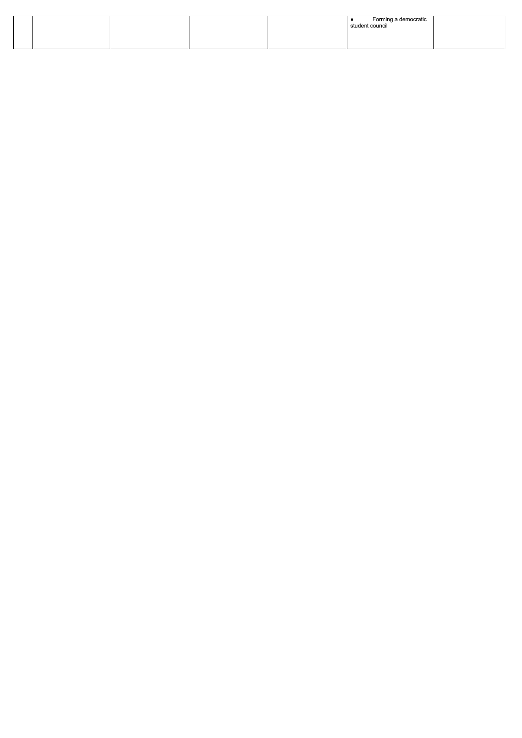| | | | | | | |
|---|---|---|---|---|---|---|
| | | | | | • Forming a democratic student council | |